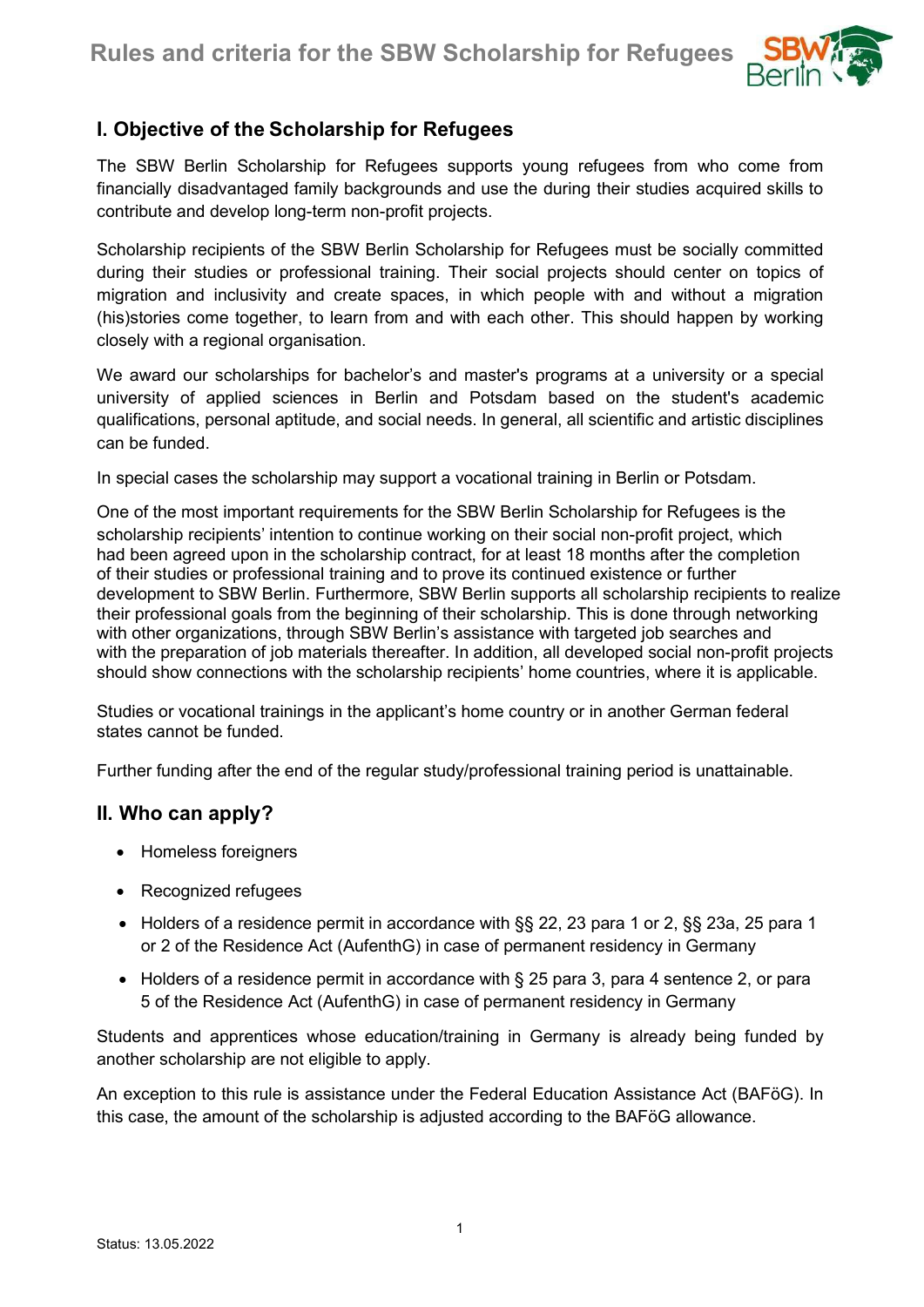# Rules and criteria for the SBW Scholarship for Refugees

## I. Objective of the Scholarship for Refugees

The SBW Berlin Scholarship for Refugees supports young refugees from who come from financially disadvantaged family backgrounds and use the during their studies acquired skills to contribute and develop long-term non-profit projects.

Scholarship recipients of the SBW Berlin Scholarship for Refugees must be socially committed during their studies or professional training. Their social projects should center on topics of migration and inclusivity and create spaces, in which people with and without a migration (his)stories come together, to learn from and with each other. This should happen by working closely with a regional organisation.

We award our scholarships for bachelor's and master's programs at a university or a special university of applied sciences in Berlin and Potsdam based on the student's academic qualifications, personal aptitude, and social needs. In general, all scientific and artistic disciplines can be funded.

In special cases the scholarship may support a vocational training in Berlin or Potsdam.

One of the most important requirements for the SBW Berlin Scholarship for Refugees is the scholarship recipients' intention to continue working on their social non-profit project, which had been agreed upon in the scholarship contract, for at least 18 months after the completion of their studies or professional training and to prove its continued existence or further development to SBW Berlin. Furthermore, SBW Berlin supports all scholarship recipients to realize their professional goals from the beginning of their scholarship. This is done through networking with other organizations, through SBW Berlin's assistance with targeted job searches and with the preparation of job materials thereafter. In addition, all developed social non-profit projects should show connections with the scholarship recipients' home countries, where it is applicable.

Studies or vocational trainings in the applicant's home country or in another German federal states cannot be funded.

Further funding after the end of the regular study/professional training period is unattainable.

## II. Who can apply?

- Homeless foreigners
- Recognized refugees
- Holders of a residence permit in accordance with §§ 22, 23 para 1 or 2, §§ 23a, 25 para 1 or 2 of the Residence Act (AufenthG) in case of permanent residency in Germany
- Holders of a residence permit in accordance with § 25 para 3, para 4 sentence 2, or para 5 of the Residence Act (AufenthG) in case of permanent residency in Germany

Students and apprentices whose education/training in Germany is already being funded by another scholarship are not eligible to apply.

An exception to this rule is assistance under the Federal Education Assistance Act (BAFöG). In this case, the amount of the scholarship is adjusted according to the BAFöG allowance.

Status: 13.05.2022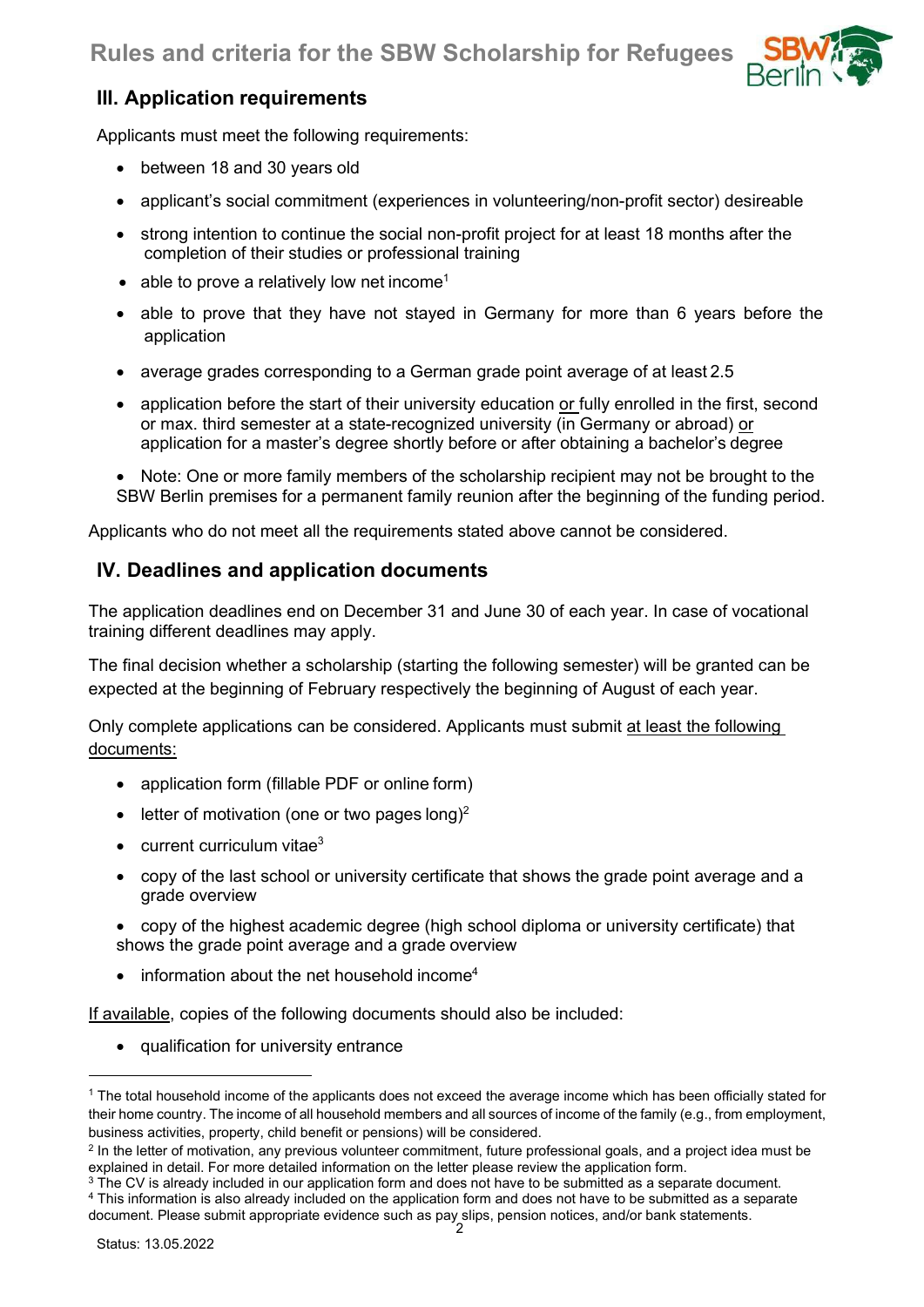## III. Application requirements

Applicants must meet the following requirements:

- between 18 and 30 years old
- applicant's social commitment (experiences in volunteering/non-profit sector) desireable
- strong intention to continue the social non-profit project for at least 18 months after the completion of their studies or professional training
- able to prove a relatively low net income[1]
- able to prove that they have not stayed in Germany for more than 6 years before the application
- average grades corresponding to a German grade point average of at least 2.5
- application before the start of their university education or fully enrolled in the first, second or max. third semester at a state-recognized university (in Germany or abroad) or application for a master's degree shortly before or after obtaining a bachelor's degree
- Note: One or more family members of the scholarship recipient may not be brought to the SBW Berlin premises for a permanent family reunion after the beginning of the funding period.

Applicants who do not meet all the requirements stated above cannot be considered.

## IV. Deadlines and application documents

The application deadlines end on December 31 and June 30 of each year. In case of vocational training different deadlines may apply.

The final decision whether a scholarship (starting the following semester) will be granted can be expected at the beginning of February respectively the beginning of August of each year.

Only complete applications can be considered. Applicants must submit at least the following documents:

- application form (fillable PDF or online form)
- letter of motivation (one or two pages long)[2]
- current curriculum vitae[3]
- copy of the last school or university certificate that shows the grade point average and a grade overview
- copy of the highest academic degree (high school diploma or university certificate) that shows the grade point average and a grade overview
- information about the net household income[4]

If available, copies of the following documents should also be included:

- qualification for university entrance

---

[1] The total household income of the applicants does not exceed the average income which has been officially stated for their home country. The income of all household members and all sources of income of the family (e.g., from employment, business activities, property, child benefit or pensions) will be considered.

[2] In the letter of motivation, any previous volunteer commitment, future professional goals, and a project idea must be explained in detail. For more detailed information on the letter please review the application form.

[3] The CV is already included in our application form and does not have to be submitted as a separate document.

[4] This information is also already included on the application form and does not have to be submitted as a separate document. Please submit appropriate evidence such as pay slips, pension notices, and/or bank statements.

Status: 13.05.2022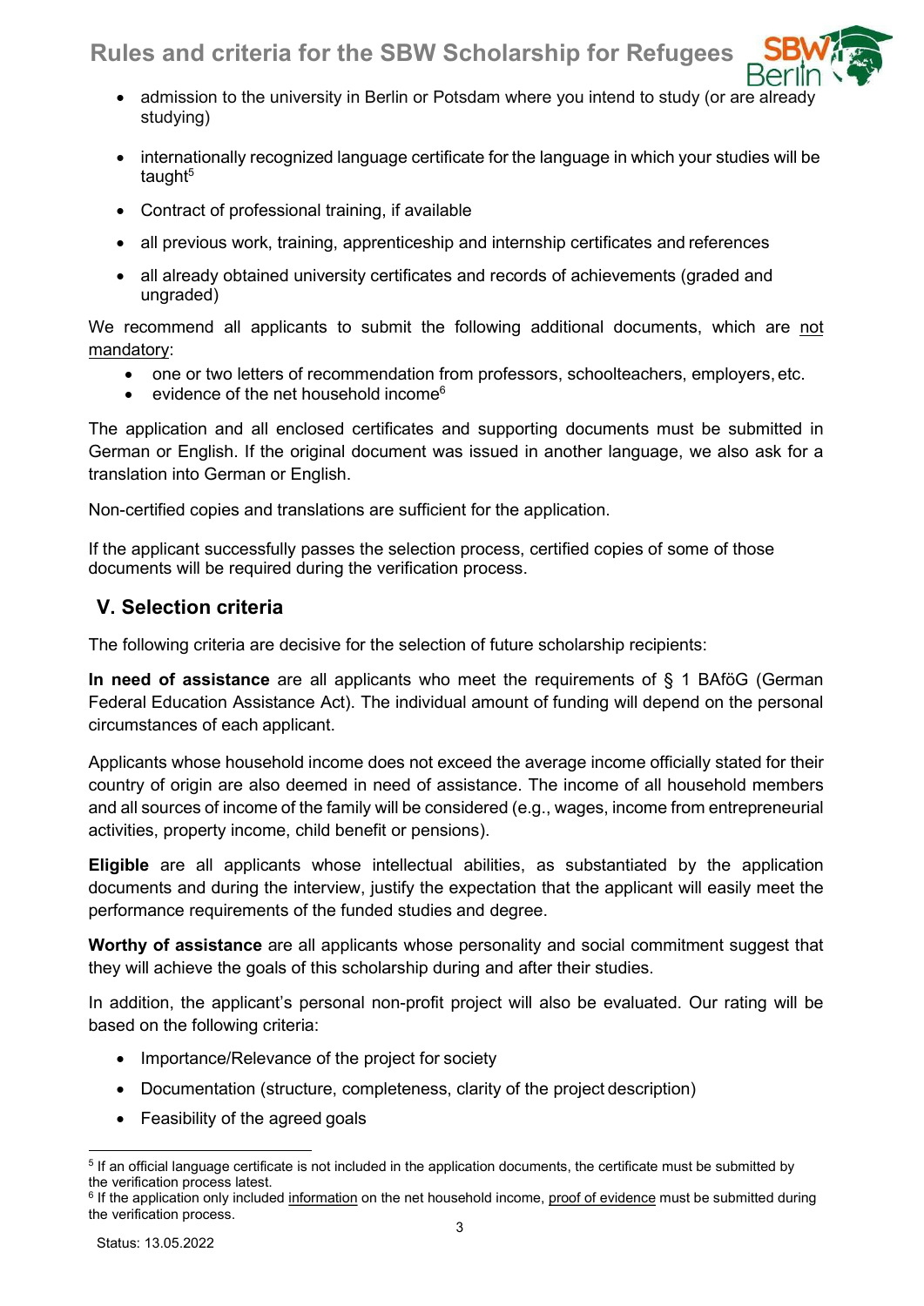- admission to the university in Berlin or Potsdam where you intend to study (or are already studying)
- internationally recognized language certificate for the language in which your studies will be taught[5]
- Contract of professional training, if available
- all previous work, training, apprenticeship and internship certificates and references
- all already obtained university certificates and records of achievements (graded and ungraded)

We recommend all applicants to submit the following additional documents, which are not mandatory:

- one or two letters of recommendation from professors, schoolteachers, employers, etc.
- evidence of the net household income[6]

The application and all enclosed certificates and supporting documents must be submitted in German or English. If the original document was issued in another language, we also ask for a translation into German or English.

Non-certified copies and translations are sufficient for the application.

If the applicant successfully passes the selection process, certified copies of some of those documents will be required during the verification process.

## V. Selection criteria

The following criteria are decisive for the selection of future scholarship recipients:

**In need of assistance** are all applicants who meet the requirements of § 1 BAföG (German Federal Education Assistance Act). The individual amount of funding will depend on the personal circumstances of each applicant.

Applicants whose household income does not exceed the average income officially stated for their country of origin are also deemed in need of assistance. The income of all household members and all sources of income of the family will be considered (e.g., wages, income from entrepreneurial activities, property income, child benefit or pensions).

**Eligible** are all applicants whose intellectual abilities, as substantiated by the application documents and during the interview, justify the expectation that the applicant will easily meet the performance requirements of the funded studies and degree.

**Worthy of assistance** are all applicants whose personality and social commitment suggest that they will achieve the goals of this scholarship during and after their studies.

In addition, the applicant's personal non-profit project will also be evaluated. Our rating will be based on the following criteria:

- Importance/Relevance of the project for society
- Documentation (structure, completeness, clarity of the project description)
- Feasibility of the agreed goals

---

[5] If an official language certificate is not included in the application documents, the certificate must be submitted by the verification process latest.

[6] If the application only included information on the net household income, proof of evidence must be submitted during the verification process.

Status: 13.05.2022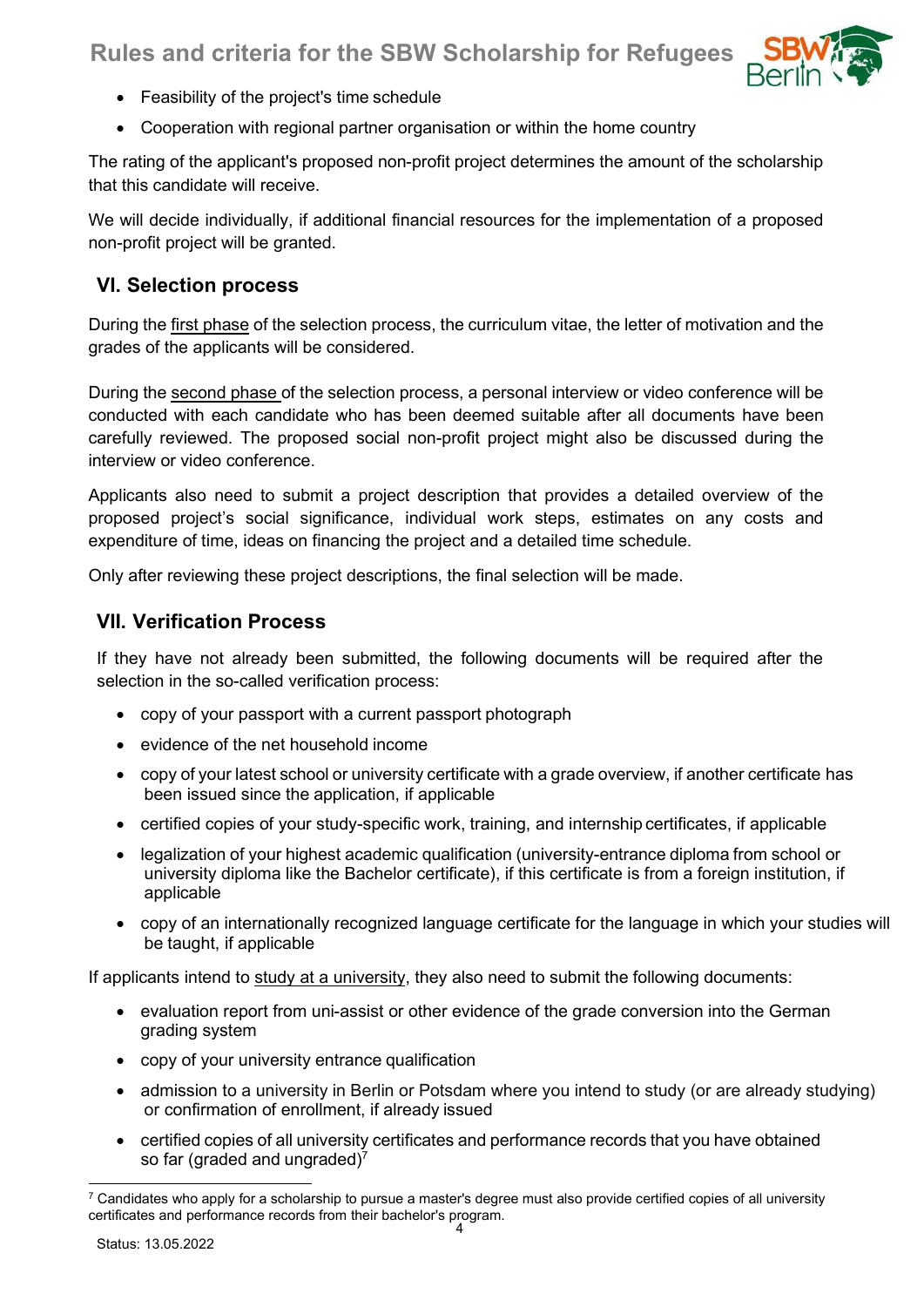- Feasibility of the project's time schedule
- Cooperation with regional partner organisation or within the home country

The rating of the applicant's proposed non-profit project determines the amount of the scholarship that this candidate will receive.

We will decide individually, if additional financial resources for the implementation of a proposed non-profit project will be granted.

## VI. Selection process

During the first phase of the selection process, the curriculum vitae, the letter of motivation and the grades of the applicants will be considered.

During the second phase of the selection process, a personal interview or video conference will be conducted with each candidate who has been deemed suitable after all documents have been carefully reviewed. The proposed social non-profit project might also be discussed during the interview or video conference.

Applicants also need to submit a project description that provides a detailed overview of the proposed project's social significance, individual work steps, estimates on any costs and expenditure of time, ideas on financing the project and a detailed time schedule.

Only after reviewing these project descriptions, the final selection will be made.

## VII. Verification Process

If they have not already been submitted, the following documents will be required after the selection in the so-called verification process:

- copy of your passport with a current passport photograph
- evidence of the net household income
- copy of your latest school or university certificate with a grade overview, if another certificate has been issued since the application, if applicable
- certified copies of your study-specific work, training, and internship certificates, if applicable
- legalization of your highest academic qualification (university-entrance diploma from school or university diploma like the Bachelor certificate), if this certificate is from a foreign institution, if applicable
- copy of an internationally recognized language certificate for the language in which your studies will be taught, if applicable

If applicants intend to study at a university, they also need to submit the following documents:

- evaluation report from uni-assist or other evidence of the grade conversion into the German grading system
- copy of your university entrance qualification
- admission to a university in Berlin or Potsdam where you intend to study (or are already studying) or confirmation of enrollment, if already issued
- certified copies of all university certificates and performance records that you have obtained so far (graded and ungraded)[7]

[7] Candidates who apply for a scholarship to pursue a master's degree must also provide certified copies of all university certificates and performance records from their bachelor's program.

Status: 13.05.2022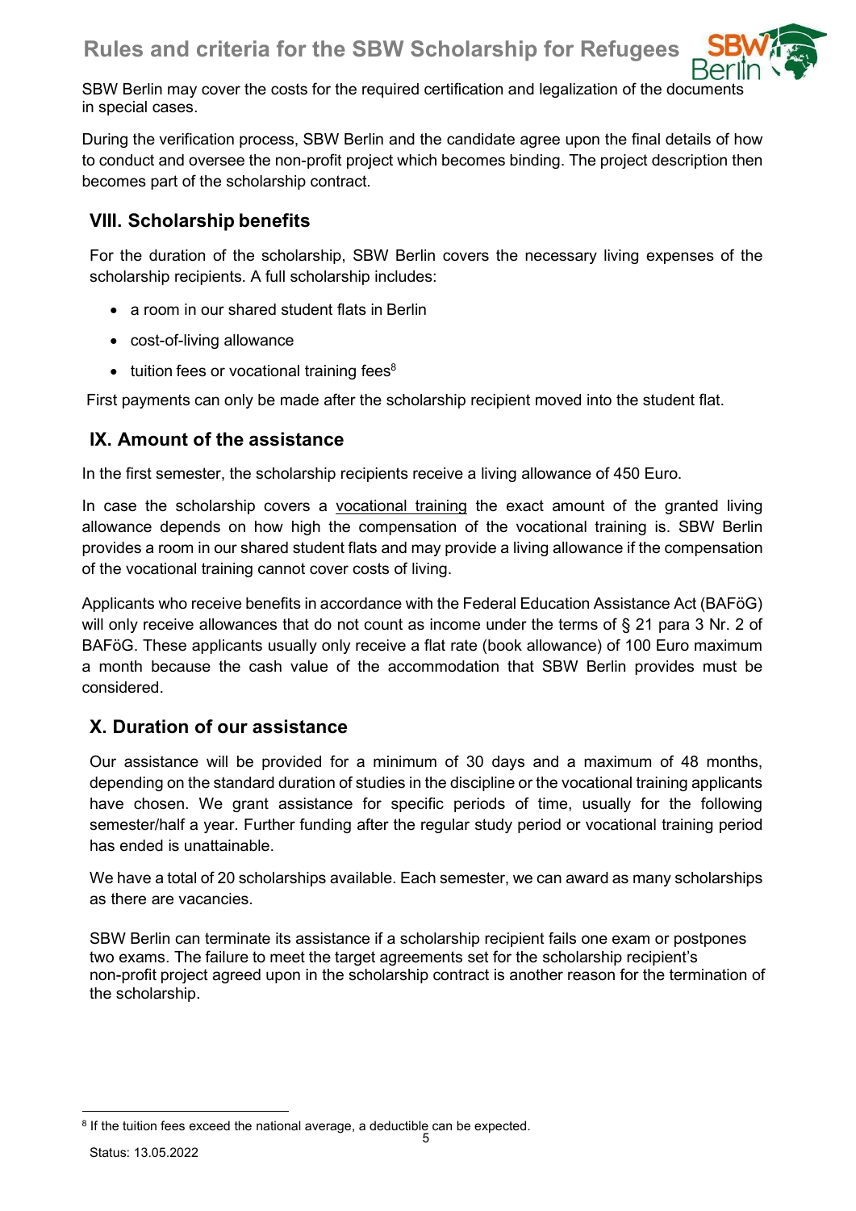SBW Berlin may cover the costs for the required certification and legalization of the documents in special cases.

During the verification process, SBW Berlin and the candidate agree upon the final details of how to conduct and oversee the non-profit project which becomes binding. The project description then becomes part of the scholarship contract.

## VIII. Scholarship benefits

For the duration of the scholarship, SBW Berlin covers the necessary living expenses of the scholarship recipients. A full scholarship includes:

- a room in our shared student flats in Berlin
- cost-of-living allowance
- tuition fees or vocational training fees[8]

First payments can only be made after the scholarship recipient moved into the student flat.

## IX. Amount of the assistance

In the first semester, the scholarship recipients receive a living allowance of 450 Euro.

In case the scholarship covers a vocational training the exact amount of the granted living allowance depends on how high the compensation of the vocational training is. SBW Berlin provides a room in our shared student flats and may provide a living allowance if the compensation of the vocational training cannot cover costs of living.

Applicants who receive benefits in accordance with the Federal Education Assistance Act (BAFöG) will only receive allowances that do not count as income under the terms of § 21 para 3 Nr. 2 of BAFöG. These applicants usually only receive a flat rate (book allowance) of 100 Euro maximum a month because the cash value of the accommodation that SBW Berlin provides must be considered.

## X. Duration of our assistance

Our assistance will be provided for a minimum of 30 days and a maximum of 48 months, depending on the standard duration of studies in the discipline or the vocational training applicants have chosen. We grant assistance for specific periods of time, usually for the following semester/half a year. Further funding after the regular study period or vocational training period has ended is unattainable.

We have a total of 20 scholarships available. Each semester, we can award as many scholarships as there are vacancies.

SBW Berlin can terminate its assistance if a scholarship recipient fails one exam or postpones two exams. The failure to meet the target agreements set for the scholarship recipient's non-profit project agreed upon in the scholarship contract is another reason for the termination of the scholarship.

---

[8] If the tuition fees exceed the national average, a deductible can be expected.

Status: 13.05.2022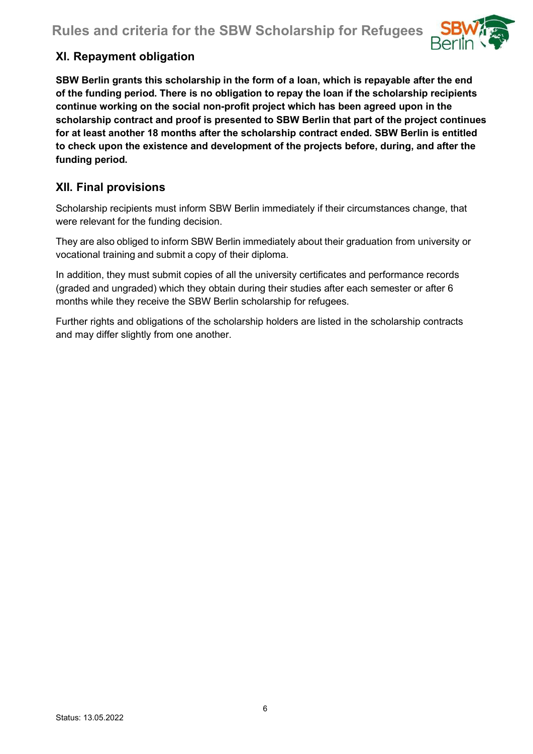## XI. Repayment obligation

**SBW Berlin grants this scholarship in the form of a loan, which is repayable after the end of the funding period. There is no obligation to repay the loan if the scholarship recipients continue working on the social non-profit project which has been agreed upon in the scholarship contract and proof is presented to SBW Berlin that part of the project continues for at least another 18 months after the scholarship contract ended. SBW Berlin is entitled to check upon the existence and development of the projects before, during, and after the funding period.**

## XII. Final provisions

Scholarship recipients must inform SBW Berlin immediately if their circumstances change, that were relevant for the funding decision.

They are also obliged to inform SBW Berlin immediately about their graduation from university or vocational training and submit a copy of their diploma.

In addition, they must submit copies of all the university certificates and performance records (graded and ungraded) which they obtain during their studies after each semester or after 6 months while they receive the SBW Berlin scholarship for refugees.

Further rights and obligations of the scholarship holders are listed in the scholarship contracts and may differ slightly from one another.

Status: 13.05.2022